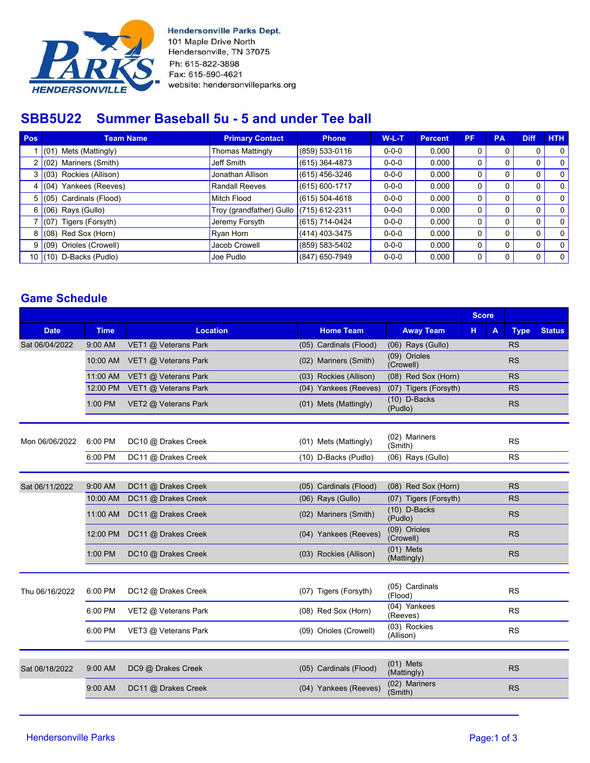Hendersonville Parks Dept.
101 Maple Drive North
Hendersonville, TN 37075
Ph: 615-822-3898
Fax: 615-590-4621
website: hendersonvilleparks.org

# SBB5U22 Summer Baseball 5u - 5 and under Tee ball

| Pos | Team Name | Primary Contact | Phone | W-L-T | Percent | PF | PA | Diff | HTH |
|---|---|---|---|---|---|---|---|---|---|
| 1 | (01) Mets (Mattingly) | Thomas Mattingly | (859) 533-0116 | 0-0-0 | 0.000 | 0 | 0 | 0 | 0 |
| 2 | (02) Mariners (Smith) | Jeff Smith | (615) 364-4873 | 0-0-0 | 0.000 | 0 | 0 | 0 | 0 |
| 3 | (03) Rockies (Allison) | Jonathan Allison | (615) 456-3246 | 0-0-0 | 0.000 | 0 | 0 | 0 | 0 |
| 4 | (04) Yankees (Reeves) | Randall Reeves | (615) 600-1717 | 0-0-0 | 0.000 | 0 | 0 | 0 | 0 |
| 5 | (05) Cardinals (Flood) | Mitch Flood | (615) 504-4618 | 0-0-0 | 0.000 | 0 | 0 | 0 | 0 |
| 6 | (06) Rays (Gullo) | Troy (grandfather) Gullo | (715) 612-2311 | 0-0-0 | 0.000 | 0 | 0 | 0 | 0 |
| 7 | (07) Tigers (Forsyth) | Jeremy Forsyth | (615) 714-0424 | 0-0-0 | 0.000 | 0 | 0 | 0 | 0 |
| 8 | (08) Red Sox (Horn) | Ryan Horn | (414) 403-3475 | 0-0-0 | 0.000 | 0 | 0 | 0 | 0 |
| 9 | (09) Orioles (Crowell) | Jacob Crowell | (859) 583-5402 | 0-0-0 | 0.000 | 0 | 0 | 0 | 0 |
| 10 | (10) D-Backs (Pudlo) | Joe Pudlo | (847) 650-7949 | 0-0-0 | 0.000 | 0 | 0 | 0 | 0 |

## Game Schedule

| | | | | | Score | | | |
|---|---|---|---|---|---|---|---|---|
| Date | Time | Location | Home Team | Away Team | H | A | Type | Status |
| Sat 06/04/2022 | 9:00 AM | VET1 @ Veterans Park | (05) Cardinals (Flood) | (06) Rays (Gullo) | | | RS | |
| | 10:00 AM | VET1 @ Veterans Park | (02) Mariners (Smith) | (09) Orioles (Crowell) | | | RS | |
| | 11:00 AM | VET1 @ Veterans Park | (03) Rockies (Allison) | (08) Red Sox (Horn) | | | RS | |
| | 12:00 PM | VET1 @ Veterans Park | (04) Yankees (Reeves) | (07) Tigers (Forsyth) | | | RS | |
| | 1:00 PM | VET2 @ Veterans Park | (01) Mets (Mattingly) | (10) D-Backs (Pudlo) | | | RS | |
| Mon 06/06/2022 | 6:00 PM | DC10 @ Drakes Creek | (01) Mets (Mattingly) | (02) Mariners (Smith) | | | RS | |
| | 6:00 PM | DC11 @ Drakes Creek | (10) D-Backs (Pudlo) | (06) Rays (Gullo) | | | RS | |
| Sat 06/11/2022 | 9:00 AM | DC11 @ Drakes Creek | (05) Cardinals (Flood) | (08) Red Sox (Horn) | | | RS | |
| | 10:00 AM | DC11 @ Drakes Creek | (06) Rays (Gullo) | (07) Tigers (Forsyth) | | | RS | |
| | 11:00 AM | DC11 @ Drakes Creek | (02) Mariners (Smith) | (10) D-Backs (Pudlo) | | | RS | |
| | 12:00 PM | DC11 @ Drakes Creek | (04) Yankees (Reeves) | (09) Orioles (Crowell) | | | RS | |
| | 1:00 PM | DC10 @ Drakes Creek | (03) Rockies (Allison) | (01) Mets (Mattingly) | | | RS | |
| Thu 06/16/2022 | 6:00 PM | DC12 @ Drakes Creek | (07) Tigers (Forsyth) | (05) Cardinals (Flood) | | | RS | |
| | 6:00 PM | VET2 @ Veterans Park | (08) Red Sox (Horn) | (04) Yankees (Reeves) | | | RS | |
| | 6:00 PM | VET3 @ Veterans Park | (09) Orioles (Crowell) | (03) Rockies (Allison) | | | RS | |
| Sat 06/18/2022 | 9:00 AM | DC9 @ Drakes Creek | (05) Cardinals (Flood) | (01) Mets (Mattingly) | | | RS | |
| | 9:00 AM | DC11 @ Drakes Creek | (04) Yankees (Reeves) | (02) Mariners (Smith) | | | RS | |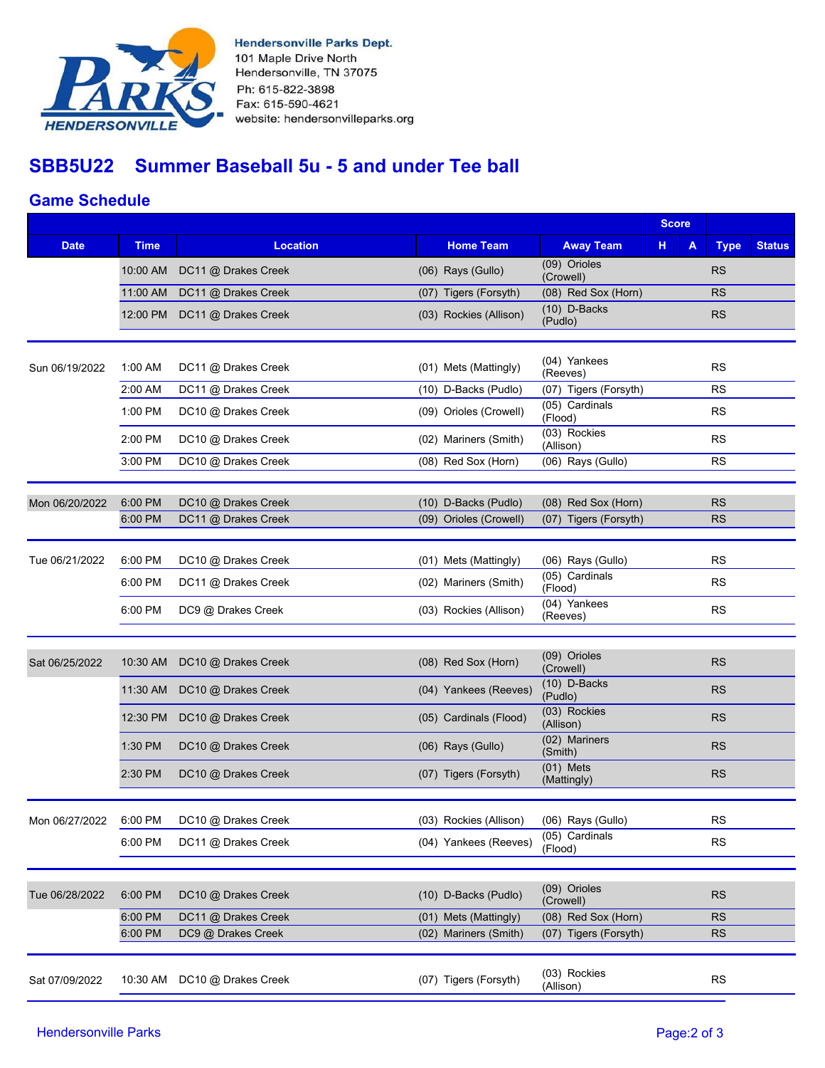Hendersonville Parks Dept.
101 Maple Drive North
Hendersonville, TN 37075
Ph: 615-822-3898
Fax: 615-590-4621
website: hendersonvilleparks.org

# SBB5U22 Summer Baseball 5u - 5 and under Tee ball

## Game Schedule

| Date | Time | Location | Home Team | Away Team | Score H | Score A | Type | Status |
|---|---|---|---|---|---|---|---|---|
| | 10:00 AM | DC11 @ Drakes Creek | (06) Rays (Gullo) | (09) Orioles (Crowell) | | | RS | |
| | 11:00 AM | DC11 @ Drakes Creek | (07) Tigers (Forsyth) | (08) Red Sox (Horn) | | | RS | |
| | 12:00 PM | DC11 @ Drakes Creek | (03) Rockies (Allison) | (10) D-Backs (Pudlo) | | | RS | |
| Sun 06/19/2022 | 1:00 AM | DC11 @ Drakes Creek | (01) Mets (Mattingly) | (04) Yankees (Reeves) | | | RS | |
| | 2:00 AM | DC11 @ Drakes Creek | (10) D-Backs (Pudlo) | (07) Tigers (Forsyth) | | | RS | |
| | 1:00 PM | DC10 @ Drakes Creek | (09) Orioles (Crowell) | (05) Cardinals (Flood) | | | RS | |
| | 2:00 PM | DC10 @ Drakes Creek | (02) Mariners (Smith) | (03) Rockies (Allison) | | | RS | |
| | 3:00 PM | DC10 @ Drakes Creek | (08) Red Sox (Horn) | (06) Rays (Gullo) | | | RS | |
| Mon 06/20/2022 | 6:00 PM | DC10 @ Drakes Creek | (10) D-Backs (Pudlo) | (08) Red Sox (Horn) | | | RS | |
| | 6:00 PM | DC11 @ Drakes Creek | (09) Orioles (Crowell) | (07) Tigers (Forsyth) | | | RS | |
| Tue 06/21/2022 | 6:00 PM | DC10 @ Drakes Creek | (01) Mets (Mattingly) | (06) Rays (Gullo) | | | RS | |
| | 6:00 PM | DC11 @ Drakes Creek | (02) Mariners (Smith) | (05) Cardinals (Flood) | | | RS | |
| | 6:00 PM | DC9 @ Drakes Creek | (03) Rockies (Allison) | (04) Yankees (Reeves) | | | RS | |
| Sat 06/25/2022 | 10:30 AM | DC10 @ Drakes Creek | (08) Red Sox (Horn) | (09) Orioles (Crowell) | | | RS | |
| | 11:30 AM | DC10 @ Drakes Creek | (04) Yankees (Reeves) | (10) D-Backs (Pudlo) | | | RS | |
| | 12:30 PM | DC10 @ Drakes Creek | (05) Cardinals (Flood) | (03) Rockies (Allison) | | | RS | |
| | 1:30 PM | DC10 @ Drakes Creek | (06) Rays (Gullo) | (02) Mariners (Smith) | | | RS | |
| | 2:30 PM | DC10 @ Drakes Creek | (07) Tigers (Forsyth) | (01) Mets (Mattingly) | | | RS | |
| Mon 06/27/2022 | 6:00 PM | DC10 @ Drakes Creek | (03) Rockies (Allison) | (06) Rays (Gullo) | | | RS | |
| | 6:00 PM | DC11 @ Drakes Creek | (04) Yankees (Reeves) | (05) Cardinals (Flood) | | | RS | |
| Tue 06/28/2022 | 6:00 PM | DC10 @ Drakes Creek | (10) D-Backs (Pudlo) | (09) Orioles (Crowell) | | | RS | |
| | 6:00 PM | DC11 @ Drakes Creek | (01) Mets (Mattingly) | (08) Red Sox (Horn) | | | RS | |
| | 6:00 PM | DC9 @ Drakes Creek | (02) Mariners (Smith) | (07) Tigers (Forsyth) | | | RS | |
| Sat 07/09/2022 | 10:30 AM | DC10 @ Drakes Creek | (07) Tigers (Forsyth) | (03) Rockies (Allison) | | | RS | |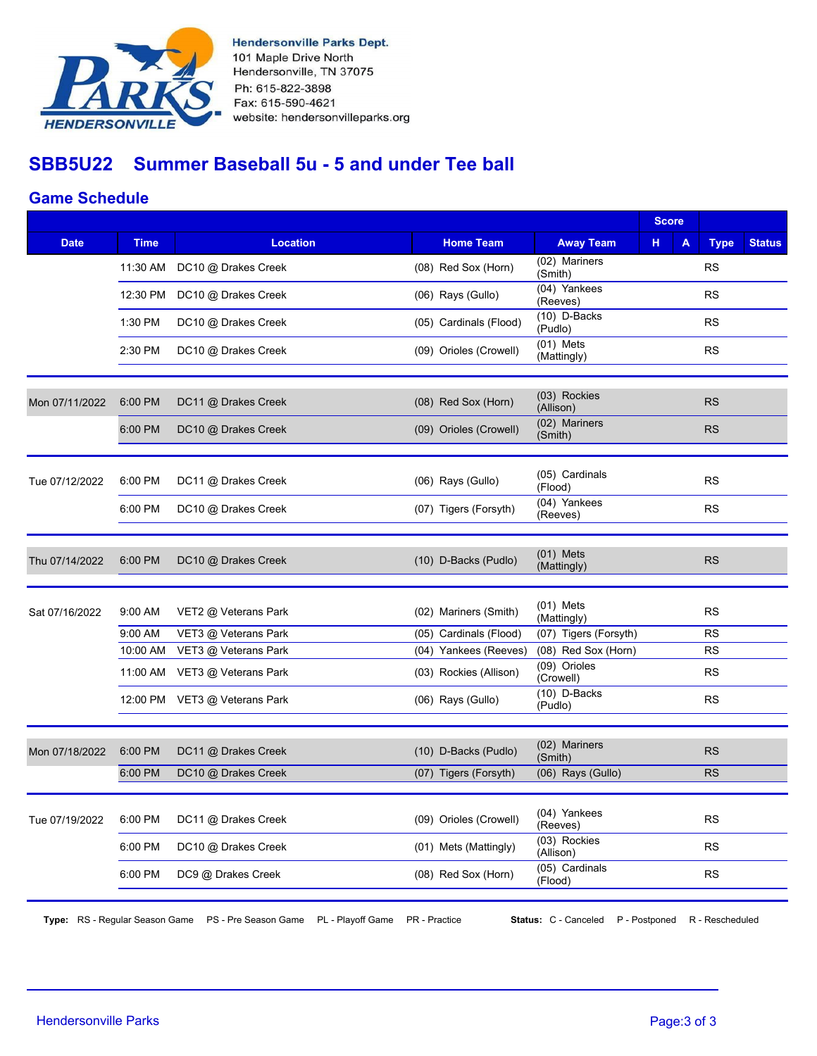Hendersonville Parks Dept.
101 Maple Drive North
Hendersonville, TN 37075
Ph: 615-822-3898
Fax: 615-590-4621
website: hendersonvilleparks.org

# SBB5U22 Summer Baseball 5u - 5 and under Tee ball

## Game Schedule

| Date | Time | Location | Home Team | Away Team | Score H | Score A | Type | Status |
|---|---|---|---|---|---|---|---|---|
| | 11:30 AM | DC10 @ Drakes Creek | (08) Red Sox (Horn) | (02) Mariners (Smith) | | | RS | |
| | 12:30 PM | DC10 @ Drakes Creek | (06) Rays (Gullo) | (04) Yankees (Reeves) | | | RS | |
| | 1:30 PM | DC10 @ Drakes Creek | (05) Cardinals (Flood) | (10) D-Backs (Pudlo) | | | RS | |
| | 2:30 PM | DC10 @ Drakes Creek | (09) Orioles (Crowell) | (01) Mets (Mattingly) | | | RS | |
| Mon 07/11/2022 | 6:00 PM | DC11 @ Drakes Creek | (08) Red Sox (Horn) | (03) Rockies (Allison) | | | RS | |
| | 6:00 PM | DC10 @ Drakes Creek | (09) Orioles (Crowell) | (02) Mariners (Smith) | | | RS | |
| Tue 07/12/2022 | 6:00 PM | DC11 @ Drakes Creek | (06) Rays (Gullo) | (05) Cardinals (Flood) | | | RS | |
| | 6:00 PM | DC10 @ Drakes Creek | (07) Tigers (Forsyth) | (04) Yankees (Reeves) | | | RS | |
| Thu 07/14/2022 | 6:00 PM | DC10 @ Drakes Creek | (10) D-Backs (Pudlo) | (01) Mets (Mattingly) | | | RS | |
| Sat 07/16/2022 | 9:00 AM | VET2 @ Veterans Park | (02) Mariners (Smith) | (01) Mets (Mattingly) | | | RS | |
| | 9:00 AM | VET3 @ Veterans Park | (05) Cardinals (Flood) | (07) Tigers (Forsyth) | | | RS | |
| | 10:00 AM | VET3 @ Veterans Park | (04) Yankees (Reeves) | (08) Red Sox (Horn) | | | RS | |
| | 11:00 AM | VET3 @ Veterans Park | (03) Rockies (Allison) | (09) Orioles (Crowell) | | | RS | |
| | 12:00 PM | VET3 @ Veterans Park | (06) Rays (Gullo) | (10) D-Backs (Pudlo) | | | RS | |
| Mon 07/18/2022 | 6:00 PM | DC11 @ Drakes Creek | (10) D-Backs (Pudlo) | (02) Mariners (Smith) | | | RS | |
| | 6:00 PM | DC10 @ Drakes Creek | (07) Tigers (Forsyth) | (06) Rays (Gullo) | | | RS | |
| Tue 07/19/2022 | 6:00 PM | DC11 @ Drakes Creek | (09) Orioles (Crowell) | (04) Yankees (Reeves) | | | RS | |
| | 6:00 PM | DC10 @ Drakes Creek | (01) Mets (Mattingly) | (03) Rockies (Allison) | | | RS | |
| | 6:00 PM | DC9 @ Drakes Creek | (08) Red Sox (Horn) | (05) Cardinals (Flood) | | | RS | |

**Type:** RS - Regular Season Game PS - Pre Season Game PL - Playoff Game PR - Practice **Status:** C - Canceled P - Postponed R - Rescheduled